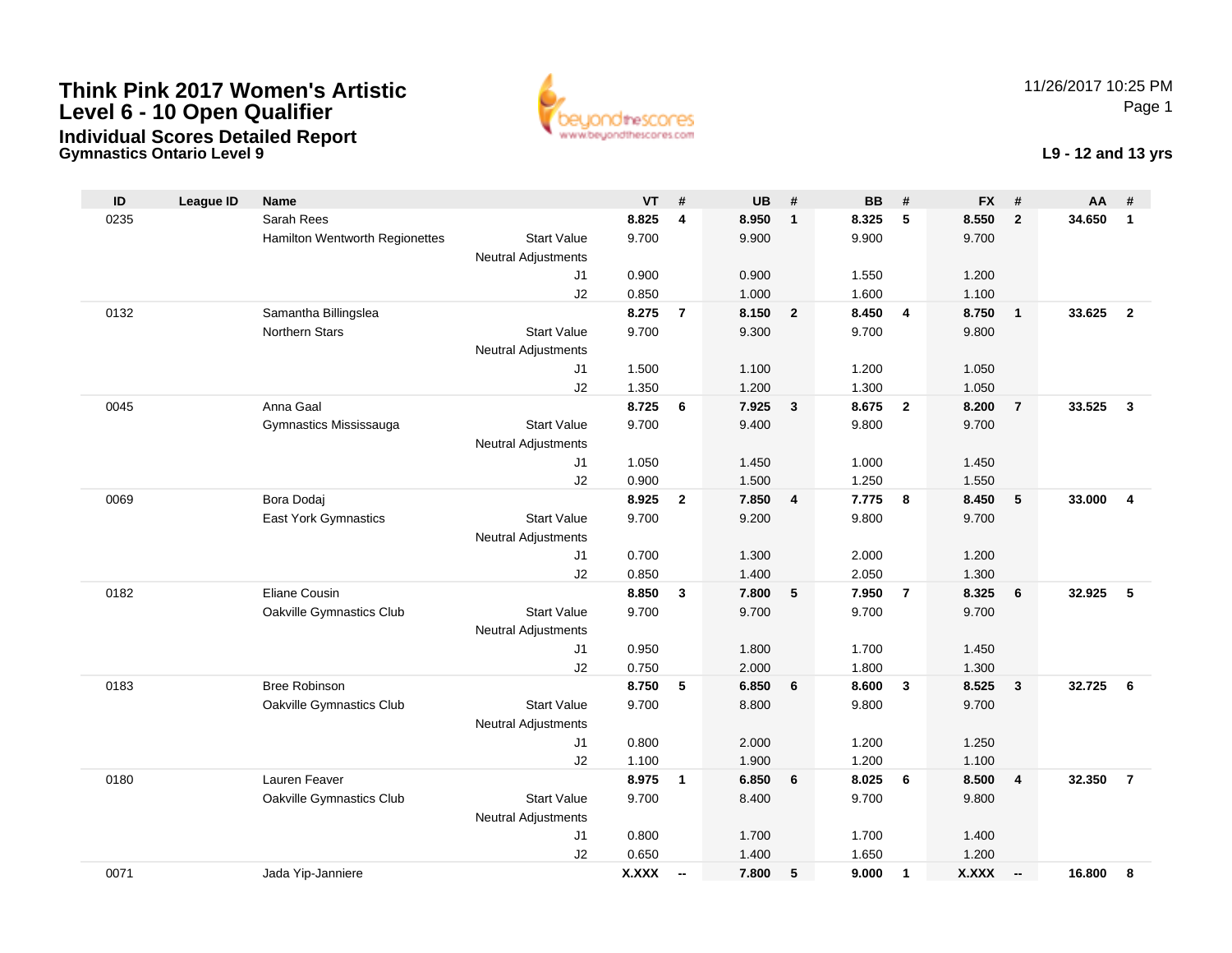# Think Pink 2017 Women's Artistic Level 6 - 10 Open Qualifier

## Individual Scores Detailed Report

### Gymnastics Ontario Level 9

11/26/2017 10:25 PM

**L9 - 12 and 13 yrs**

| ID | League ID | Name | | VT | # | UB | # | BB | # | FX | # | AA | # |
|---|---|---|---|---|---|---|---|---|---|---|---|---|---|
| 0235 | | Sarah Rees | | **8.825** | **4** | **8.950** | **1** | **8.325** | **5** | **8.550** | **2** | **34.650** | **1** |
| | | Hamilton Wentworth Regionettes | Start Value | 9.700 | | 9.900 | | 9.900 | | 9.700 | | | |
| | | | Neutral Adjustments | | | | | | | | | | |
| | | | J1 | 0.900 | | 0.900 | | 1.550 | | 1.200 | | | |
| | | | J2 | 0.850 | | 1.000 | | 1.600 | | 1.100 | | | |
| 0132 | | Samantha Billingslea | | **8.275** | **7** | **8.150** | **2** | **8.450** | **4** | **8.750** | **1** | **33.625** | **2** |
| | | Northern Stars | Start Value | 9.700 | | 9.300 | | 9.700 | | 9.800 | | | |
| | | | Neutral Adjustments | | | | | | | | | | |
| | | | J1 | 1.500 | | 1.100 | | 1.200 | | 1.050 | | | |
| | | | J2 | 1.350 | | 1.200 | | 1.300 | | 1.050 | | | |
| 0045 | | Anna Gaal | | **8.725** | **6** | **7.925** | **3** | **8.675** | **2** | **8.200** | **7** | **33.525** | **3** |
| | | Gymnastics Mississauga | Start Value | 9.700 | | 9.400 | | 9.800 | | 9.700 | | | |
| | | | Neutral Adjustments | | | | | | | | | | |
| | | | J1 | 1.050 | | 1.450 | | 1.000 | | 1.450 | | | |
| | | | J2 | 0.900 | | 1.500 | | 1.250 | | 1.550 | | | |
| 0069 | | Bora Dodaj | | **8.925** | **2** | **7.850** | **4** | **7.775** | **8** | **8.450** | **5** | **33.000** | **4** |
| | | East York Gymnastics | Start Value | 9.700 | | 9.200 | | 9.800 | | 9.700 | | | |
| | | | Neutral Adjustments | | | | | | | | | | |
| | | | J1 | 0.700 | | 1.300 | | 2.000 | | 1.200 | | | |
| | | | J2 | 0.850 | | 1.400 | | 2.050 | | 1.300 | | | |
| 0182 | | Eliane Cousin | | **8.850** | **3** | **7.800** | **5** | **7.950** | **7** | **8.325** | **6** | **32.925** | **5** |
| | | Oakville Gymnastics Club | Start Value | 9.700 | | 9.700 | | 9.700 | | 9.700 | | | |
| | | | Neutral Adjustments | | | | | | | | | | |
| | | | J1 | 0.950 | | 1.800 | | 1.700 | | 1.450 | | | |
| | | | J2 | 0.750 | | 2.000 | | 1.800 | | 1.300 | | | |
| 0183 | | Bree Robinson | | **8.750** | **5** | **6.850** | **6** | **8.600** | **3** | **8.525** | **3** | **32.725** | **6** |
| | | Oakville Gymnastics Club | Start Value | 9.700 | | 8.800 | | 9.800 | | 9.700 | | | |
| | | | Neutral Adjustments | | | | | | | | | | |
| | | | J1 | 0.800 | | 2.000 | | 1.200 | | 1.250 | | | |
| | | | J2 | 1.100 | | 1.900 | | 1.200 | | 1.100 | | | |
| 0180 | | Lauren Feaver | | **8.975** | **1** | **6.850** | **6** | **8.025** | **6** | **8.500** | **4** | **32.350** | **7** |
| | | Oakville Gymnastics Club | Start Value | 9.700 | | 8.400 | | 9.700 | | 9.800 | | | |
| | | | Neutral Adjustments | | | | | | | | | | |
| | | | J1 | 0.800 | | 1.700 | | 1.700 | | 1.400 | | | |
| | | | J2 | 0.650 | | 1.400 | | 1.650 | | 1.200 | | | |
| 0071 | | Jada Yip-Janniere | | **X.XXX** | **--** | **7.800** | **5** | **9.000** | **1** | **X.XXX** | **--** | **16.800** | **8** |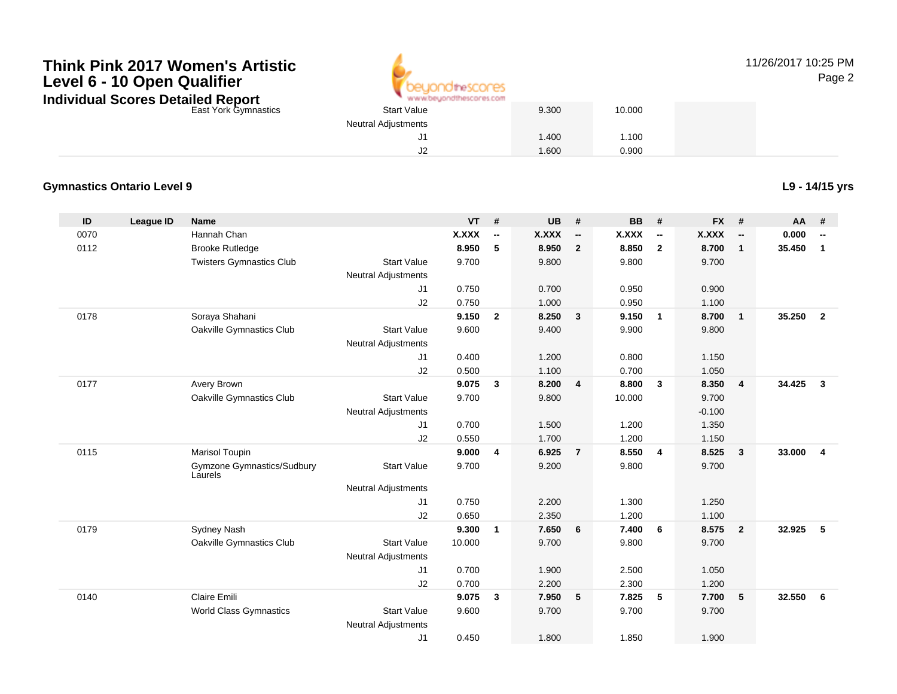| | | | | | UB | | BB | | | | | |
|---|---|---|---|---|---|---|---|---|---|---|---|---|
| | | East York Gymnastics | Start Value | | 9.300 | | 10.000 | | | | | |
| | | | Neutral Adjustments | | | | | | | | | |
| | | | J1 | | 1.400 | | 1.100 | | | | | |
| | | | J2 | | 1.600 | | 0.900 | | | | | |

### Gymnastics Ontario Level 9

**L9 - 14/15 yrs**

| ID | League ID | Name | | VT | # | UB | # | BB | # | FX | # | AA | # |
|---|---|---|---|---|---|---|---|---|---|---|---|---|---|
| 0070 | | Hannah Chan | | **X.XXX** | **--** | **X.XXX** | **--** | **X.XXX** | **--** | **X.XXX** | **--** | **0.000** | **--** |
| 0112 | | Brooke Rutledge | | **8.950** | **5** | **8.950** | **2** | **8.850** | **2** | **8.700** | **1** | **35.450** | **1** |
| | | Twisters Gymnastics Club | Start Value | 9.700 | | 9.800 | | 9.800 | | 9.700 | | | |
| | | | Neutral Adjustments | | | | | | | | | | |
| | | | J1 | 0.750 | | 0.700 | | 0.950 | | 0.900 | | | |
| | | | J2 | 0.750 | | 1.000 | | 0.950 | | 1.100 | | | |
| 0178 | | Soraya Shahani | | **9.150** | **2** | **8.250** | **3** | **9.150** | **1** | **8.700** | **1** | **35.250** | **2** |
| | | Oakville Gymnastics Club | Start Value | 9.600 | | 9.400 | | 9.900 | | 9.800 | | | |
| | | | Neutral Adjustments | | | | | | | | | | |
| | | | J1 | 0.400 | | 1.200 | | 0.800 | | 1.150 | | | |
| | | | J2 | 0.500 | | 1.100 | | 0.700 | | 1.050 | | | |
| 0177 | | Avery Brown | | **9.075** | **3** | **8.200** | **4** | **8.800** | **3** | **8.350** | **4** | **34.425** | **3** |
| | | Oakville Gymnastics Club | Start Value | 9.700 | | 9.800 | | 10.000 | | 9.700 | | | |
| | | | Neutral Adjustments | | | | | | | -0.100 | | | |
| | | | J1 | 0.700 | | 1.500 | | 1.200 | | 1.350 | | | |
| | | | J2 | 0.550 | | 1.700 | | 1.200 | | 1.150 | | | |
| 0115 | | Marisol Toupin | | **9.000** | **4** | **6.925** | **7** | **8.550** | **4** | **8.525** | **3** | **33.000** | **4** |
| | | Gymzone Gymnastics/Sudbury Laurels | Start Value | 9.700 | | 9.200 | | 9.800 | | 9.700 | | | |
| | | | Neutral Adjustments | | | | | | | | | | |
| | | | J1 | 0.750 | | 2.200 | | 1.300 | | 1.250 | | | |
| | | | J2 | 0.650 | | 2.350 | | 1.200 | | 1.100 | | | |
| 0179 | | Sydney Nash | | **9.300** | **1** | **7.650** | **6** | **7.400** | **6** | **8.575** | **2** | **32.925** | **5** |
| | | Oakville Gymnastics Club | Start Value | 10.000 | | 9.700 | | 9.800 | | 9.700 | | | |
| | | | Neutral Adjustments | | | | | | | | | | |
| | | | J1 | 0.700 | | 1.900 | | 2.500 | | 1.050 | | | |
| | | | J2 | 0.700 | | 2.200 | | 2.300 | | 1.200 | | | |
| 0140 | | Claire Emili | | **9.075** | **3** | **7.950** | **5** | **7.825** | **5** | **7.700** | **5** | **32.550** | **6** |
| | | World Class Gymnastics | Start Value | 9.600 | | 9.700 | | 9.700 | | 9.700 | | | |
| | | | Neutral Adjustments | | | | | | | | | | |
| | | | J1 | 0.450 | | 1.800 | | 1.850 | | 1.900 | | | |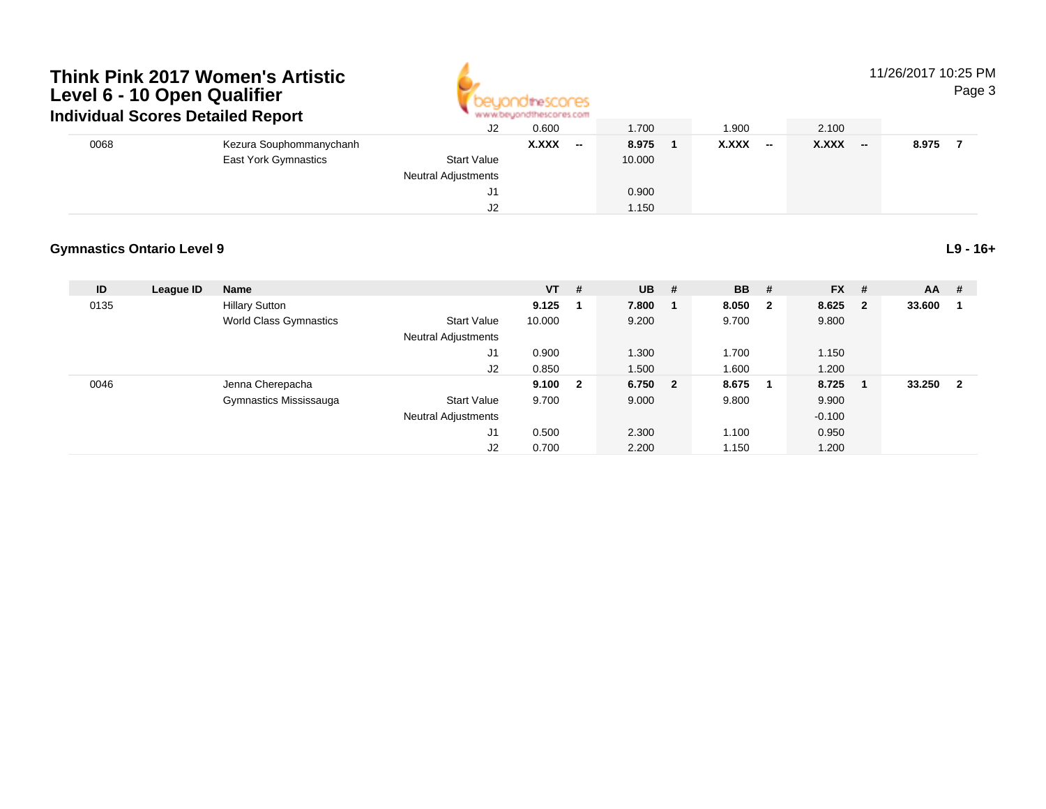# Think Pink 2017 Women's Artistic Level 6 - 10 Open Qualifier

## Individual Scores Detailed Report

11/26/2017 10:25 PM

| ID | League ID | Name | | VT | # | UB | # | BB | # | FX | # | AA | # |
|---|---|---|---|---|---|---|---|---|---|---|---|---|---|
| | | | J2 | 0.600 | | 1.700 | | 1.900 | | 2.100 | | | |
| 0068 | | Kezura Souphommanychanh | | **X.XXX** | **--** | **8.975** | **1** | **X.XXX** | **--** | **X.XXX** | **--** | **8.975** | **7** |
| | | East York Gymnastics | Start Value | | | 10.000 | | | | | | | |
| | | | Neutral Adjustments | | | | | | | | | | |
| | | | J1 | | | 0.900 | | | | | | | |
| | | | J2 | | | 1.150 | | | | | | | |

### Gymnastics Ontario Level 9

**L9 - 16+**

| ID | League ID | Name | | VT | # | UB | # | BB | # | FX | # | AA | # |
|---|---|---|---|---|---|---|---|---|---|---|---|---|---|
| 0135 | | Hillary Sutton | | **9.125** | **1** | **7.800** | **1** | **8.050** | **2** | **8.625** | **2** | **33.600** | **1** |
| | | World Class Gymnastics | Start Value | 10.000 | | 9.200 | | 9.700 | | 9.800 | | | |
| | | | Neutral Adjustments | | | | | | | | | | |
| | | | J1 | 0.900 | | 1.300 | | 1.700 | | 1.150 | | | |
| | | | J2 | 0.850 | | 1.500 | | 1.600 | | 1.200 | | | |
| 0046 | | Jenna Cherepacha | | **9.100** | **2** | **6.750** | **2** | **8.675** | **1** | **8.725** | **1** | **33.250** | **2** |
| | | Gymnastics Mississauga | Start Value | 9.700 | | 9.000 | | 9.800 | | 9.900 | | | |
| | | | Neutral Adjustments | | | | | | | -0.100 | | | |
| | | | J1 | 0.500 | | 2.300 | | 1.100 | | 0.950 | | | |
| | | | J2 | 0.700 | | 2.200 | | 1.150 | | 1.200 | | | |